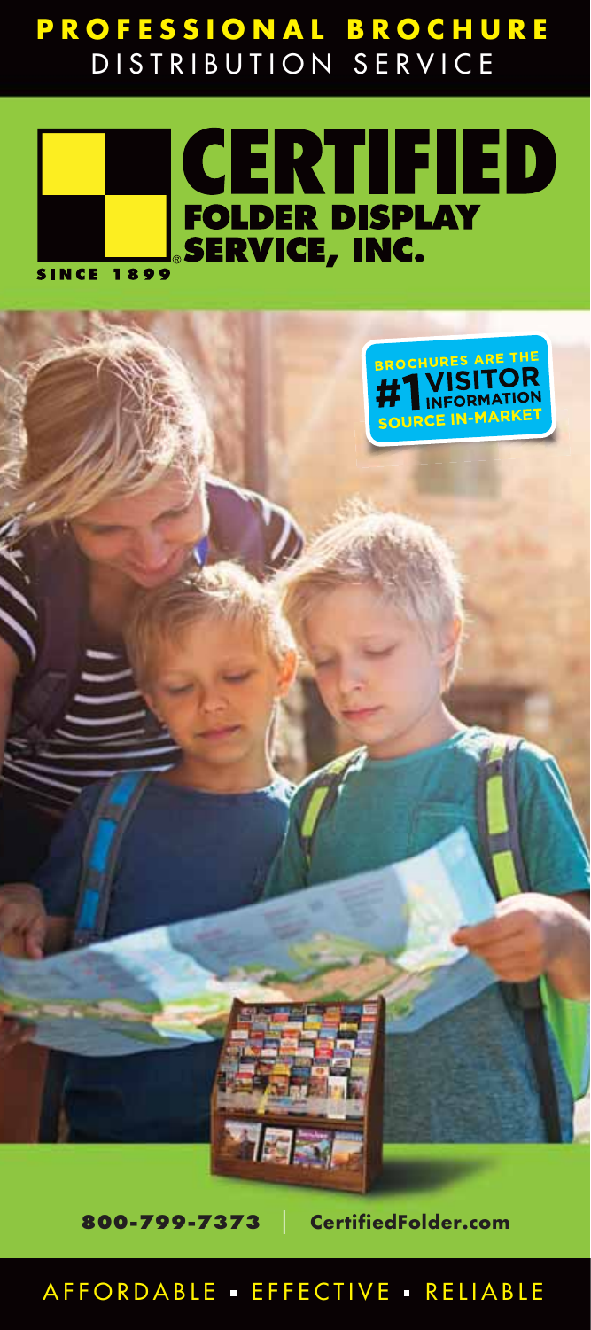# PROFESSIONAL BROCHURE
## DISTRIBUTION SERVICE

# CERTIFIED
## FOLDER DISPLAY SERVICE, INC.®

SINCE 1899

BROCHURES ARE THE #1 VISITOR INFORMATION SOURCE IN-MARKET

**800-799-7373** | **CertifiedFolder.com**

AFFORDABLE • EFFECTIVE • RELIABLE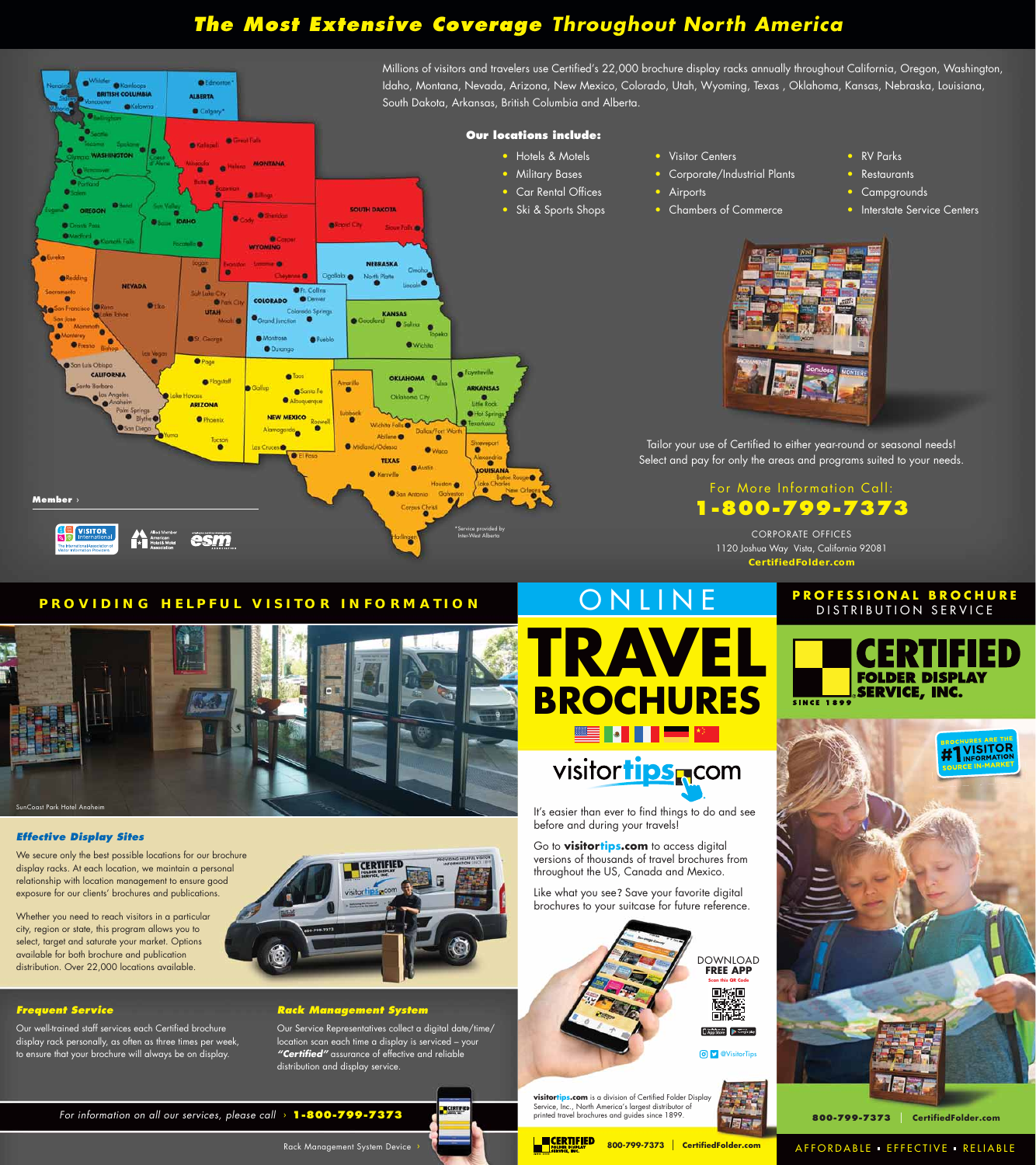# The Most Extensive Coverage Throughout North America

Millions of visitors and travelers use Certified's 22,000 brochure display racks annually throughout California, Oregon, Washington, Idaho, Montana, Nevada, Arizona, New Mexico, Colorado, Utah, Wyoming, Texas, Oklahoma, Kansas, Nebraska, Louisiana, South Dakota, Arkansas, British Columbia and Alberta.

**Our locations include:**

- Hotels & Motels
- Military Bases
- Car Rental Offices
- Ski & Sports Shops
- Visitor Centers
- Corporate/Industrial Plants
- Airports
- Chambers of Commerce
- RV Parks
- Restaurants
- Campgrounds
- Interstate Service Centers

Tailor your use of Certified to either year-round or seasonal needs! Select and pay for only the areas and programs suited to your needs.

For More Information Call:

**1-800-799-7373**

CORPORATE OFFICES
1120 Joshua Way Vista, California 92081
**CertifiedFolder.com**

*Service provided by Inter-West Alberta

Member ›

## PROVIDING HELPFUL VISITOR INFORMATION

SunCoast Park Hotel Anaheim

### Effective Display Sites

We secure only the best possible locations for our brochure display racks. At each location, we maintain a personal relationship with location management to ensure good exposure for our clients' brochures and publications.

Whether you need to reach visitors in a particular city, region or state, this program allows you to select, target and saturate your market. Options available for both brochure and publication distribution. Over 22,000 locations available.

### Frequent Service

Our well-trained staff services each Certified brochure display rack personally, as often as three times per week, to ensure that your brochure will always be on display.

### Rack Management System

Our Service Representatives collect a digital date/time/location scan each time a display is serviced – your ***"Certified"*** assurance of effective and reliable distribution and display service.

*For information on all our services, please call* › **1-800-799-7373**

Rack Management System Device ›

## ONLINE TRAVEL BROCHURES

visitortips.com

It's easier than ever to find things to do and see before and during your travels!

Go to **visitortips.com** to access digital versions of thousands of travel brochures from throughout the US, Canada and Mexico.

Like what you see? Save your favorite digital brochures to your suitcase for future reference.

DOWNLOAD
**FREE APP**
Scan this QR Code

@VisitorTips

**visitortips.com** is a division of Certified Folder Display Service, Inc., North America's largest distributor of printed travel brochures and guides since 1899.

800-799-7373 | CertifiedFolder.com

## PROFESSIONAL BROCHURE DISTRIBUTION SERVICE

**CERTIFIED FOLDER DISPLAY SERVICE, INC.**
SINCE 1899

BROCHURES ARE THE #1 VISITOR INFORMATION SOURCE IN-MARKET

800-799-7373 | CertifiedFolder.com

AFFORDABLE • EFFECTIVE • RELIABLE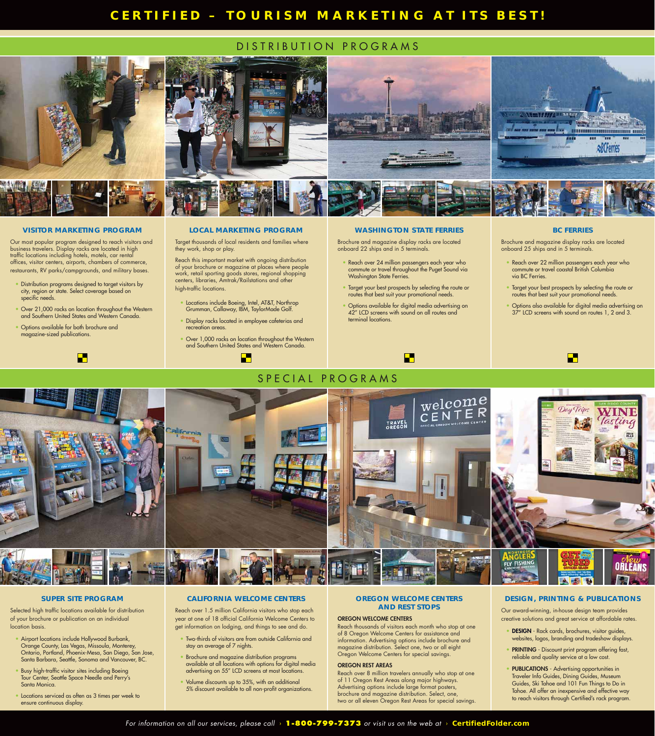# CERTIFIED – TOURISM MARKETING AT ITS BEST!

## DISTRIBUTION PROGRAMS

### VISITOR MARKETING PROGRAM

Our most popular program designed to reach visitors and business travelers. Display racks are located in high traffic locations including hotels, motels, car rental offices, visitor centers, airports, chambers of commerce, restaurants, RV parks/campgrounds, and military bases.

- Distribution programs designed to target visitors by city, region or state. Select coverage based on specific needs.
- Over 21,000 racks on location throughout the Western and Southern United States and Western Canada.
- Options available for both brochure and magazine-sized publications.

### LOCAL MARKETING PROGRAM

Target thousands of local residents and families where they work, shop or play.

Reach this important market with ongoing distribution of your brochure or magazine at places where people work, retail sporting goods stores, regional shopping centers, libraries, Amtrak/Railstations and other high-traffic locations.

- Locations include Boeing, Intel, AT&T, Northrop Grumman, Callaway, IBM, TaylorMade Golf.
- Display racks located in employee cafeterias and recreation areas.
- Over 1,000 racks on location throughout the Western and Southern United States and Western Canada.

### WASHINGTON STATE FERRIES

Brochure and magazine display racks are located onboard 22 ships and in 5 terminals.

- Reach over 24 million passengers each year who commute or travel throughout the Puget Sound via Washington State Ferries.
- Target your best prospects by selecting the route or routes that best suit your promotional needs.
- Options available for digital media advertising on 42" LCD screens with sound on all routes and terminal locations.

### BC FERRIES

Brochure and magazine display racks are located onboard 25 ships and in 5 terminals.

- Reach over 22 million passengers each year who commute or travel coastal British Columbia via BC Ferries.
- Target your best prospects by selecting the route or routes that best suit your promotional needs.
- Options also available for digital media advertising on 37" LCD screens with sound on routes 1, 2 and 3.

## SPECIAL PROGRAMS

### SUPER SITE PROGRAM

Selected high traffic locations available for distribution of your brochure or publication on an individual location basis.

- Airport locations include Hollywood Burbank, Orange County, Las Vegas, Missoula, Monterey, Ontario, Portland, Phoenix-Mesa, San Diego, San Jose, Santa Barbara, Seattle, Sonoma and Vancouver, BC.
- Busy high-traffic visitor sites including Boeing Tour Center, Seattle Space Needle and Perry's Santa Monica.
- Locations serviced as often as 3 times per week to ensure continuous display.

### CALIFORNIA WELCOME CENTERS

Reach over 1.5 million California visitors who stop each year at one of 18 official California Welcome Centers to get information on lodging, and things to see and do.

- Two-thirds of visitors are from outside California and stay an average of 7 nights.
- Brochure and magazine distribution programs available at all locations with options for digital media advertising on 55" LCD screens at most locations.
- Volume discounts up to 35%, with an additional 5% discount available to all non-profit organizations.

### OREGON WELCOME CENTERS AND REST STOPS

**OREGON WELCOME CENTERS**

Reach thousands of visitors each month who stop at one of 8 Oregon Welcome Centers for assistance and information. Advertising options include brochure and magazine distribution. Select one, two or all eight Oregon Welcome Centers for special savings.

**OREGON REST AREAS**

Reach over 8 million travelers annually who stop at one of 11 Oregon Rest Areas along major highways. Advertising options include large format posters, brochure and magazine distribution. Select, one, two or all eleven Oregon Rest Areas for special savings.

### DESIGN, PRINTING & PUBLICATIONS

Our award-winning, in-house design team provides creative solutions and great service at affordable rates.

- **DESIGN** - Rack cards, brochures, visitor guides, websites, logos, branding and tradeshow displays.
- **PRINTING** - Discount print program offering fast, reliable and quality service at a low cost.
- **PUBLICATIONS** - Advertising opportunities in Traveler Info Guides, Dining Guides, Museum Guides, Ski Tahoe and 101 Fun Things to Do in Tahoe. All offer an inexpensive and effective way to reach visitors through Certified's rack program.

*For information on all our services, please call* › **1-800-799-7373** *or visit us on the web at* › **CertifiedFolder.com**